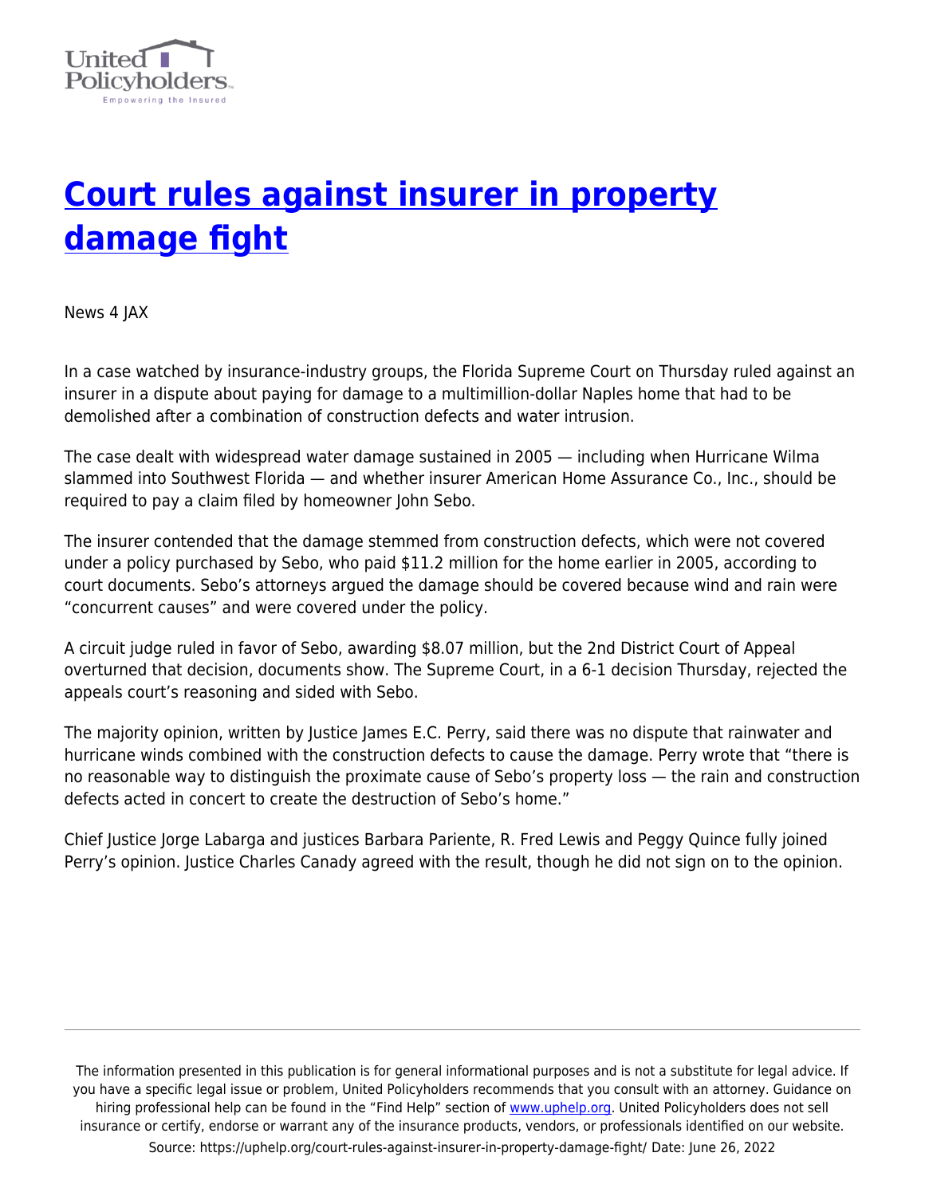# Court rules against insurer in property damage fight

News 4 JAX

In a case watched by insurance-industry groups, the Florida Supreme Court on Thursday ruled against an insurer in a dispute about paying for damage to a multimillion-dollar Naples home that had to be demolished after a combination of construction defects and water intrusion.

The case dealt with widespread water damage sustained in 2005 — including when Hurricane Wilma slammed into Southwest Florida — and whether insurer American Home Assurance Co., Inc., should be required to pay a claim filed by homeowner John Sebo.

The insurer contended that the damage stemmed from construction defects, which were not covered under a policy purchased by Sebo, who paid $11.2 million for the home earlier in 2005, according to court documents. Sebo's attorneys argued the damage should be covered because wind and rain were "concurrent causes" and were covered under the policy.

A circuit judge ruled in favor of Sebo, awarding $8.07 million, but the 2nd District Court of Appeal overturned that decision, documents show. The Supreme Court, in a 6-1 decision Thursday, rejected the appeals court's reasoning and sided with Sebo.

The majority opinion, written by Justice James E.C. Perry, said there was no dispute that rainwater and hurricane winds combined with the construction defects to cause the damage. Perry wrote that "there is no reasonable way to distinguish the proximate cause of Sebo's property loss — the rain and construction defects acted in concert to create the destruction of Sebo's home."

Chief Justice Jorge Labarga and justices Barbara Pariente, R. Fred Lewis and Peggy Quince fully joined Perry's opinion. Justice Charles Canady agreed with the result, though he did not sign on to the opinion.

---

The information presented in this publication is for general informational purposes and is not a substitute for legal advice. If you have a specific legal issue or problem, United Policyholders recommends that you consult with an attorney. Guidance on hiring professional help can be found in the "Find Help" section of www.uphelp.org. United Policyholders does not sell insurance or certify, endorse or warrant any of the insurance products, vendors, or professionals identified on our website.

Source: https://uphelp.org/court-rules-against-insurer-in-property-damage-fight/ Date: June 26, 2022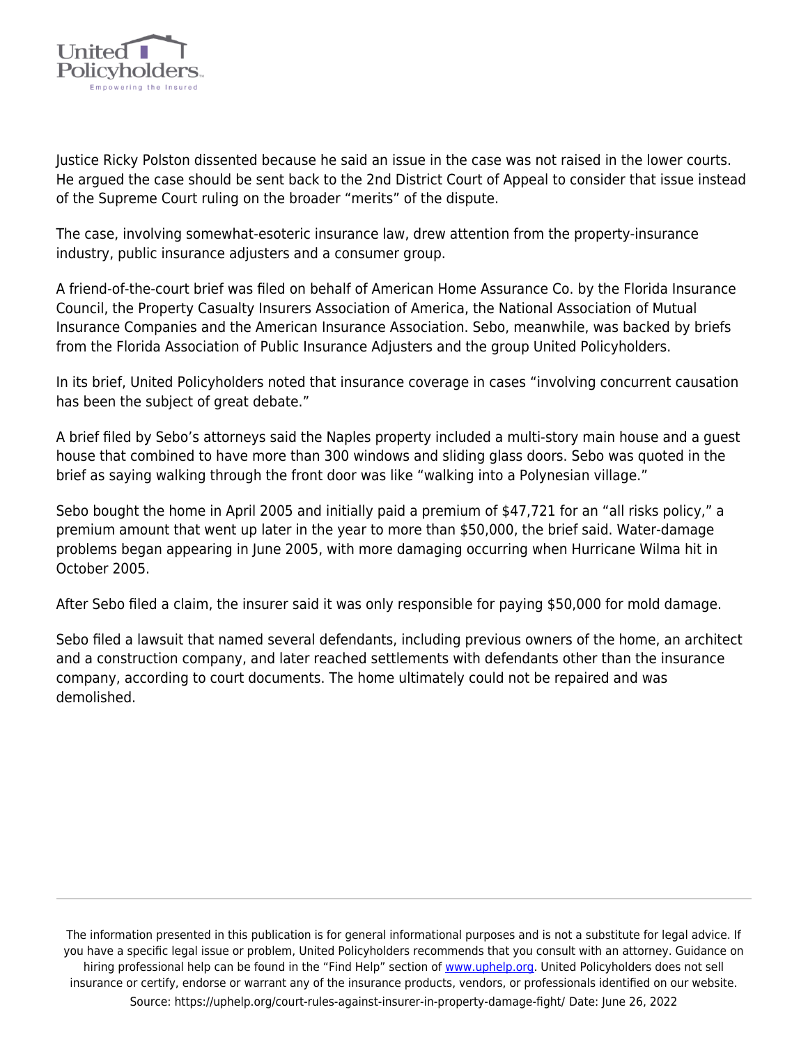Justice Ricky Polston dissented because he said an issue in the case was not raised in the lower courts. He argued the case should be sent back to the 2nd District Court of Appeal to consider that issue instead of the Supreme Court ruling on the broader "merits" of the dispute.

The case, involving somewhat-esoteric insurance law, drew attention from the property-insurance industry, public insurance adjusters and a consumer group.

A friend-of-the-court brief was filed on behalf of American Home Assurance Co. by the Florida Insurance Council, the Property Casualty Insurers Association of America, the National Association of Mutual Insurance Companies and the American Insurance Association. Sebo, meanwhile, was backed by briefs from the Florida Association of Public Insurance Adjusters and the group United Policyholders.

In its brief, United Policyholders noted that insurance coverage in cases "involving concurrent causation has been the subject of great debate."

A brief filed by Sebo's attorneys said the Naples property included a multi-story main house and a guest house that combined to have more than 300 windows and sliding glass doors. Sebo was quoted in the brief as saying walking through the front door was like "walking into a Polynesian village."

Sebo bought the home in April 2005 and initially paid a premium of $47,721 for an "all risks policy," a premium amount that went up later in the year to more than $50,000, the brief said. Water-damage problems began appearing in June 2005, with more damaging occurring when Hurricane Wilma hit in October 2005.

After Sebo filed a claim, the insurer said it was only responsible for paying $50,000 for mold damage.

Sebo filed a lawsuit that named several defendants, including previous owners of the home, an architect and a construction company, and later reached settlements with defendants other than the insurance company, according to court documents. The home ultimately could not be repaired and was demolished.

The information presented in this publication is for general informational purposes and is not a substitute for legal advice. If you have a specific legal issue or problem, United Policyholders recommends that you consult with an attorney. Guidance on hiring professional help can be found in the "Find Help" section of www.uphelp.org. United Policyholders does not sell insurance or certify, endorse or warrant any of the insurance products, vendors, or professionals identified on our website.

Source: https://uphelp.org/court-rules-against-insurer-in-property-damage-fight/ Date: June 26, 2022